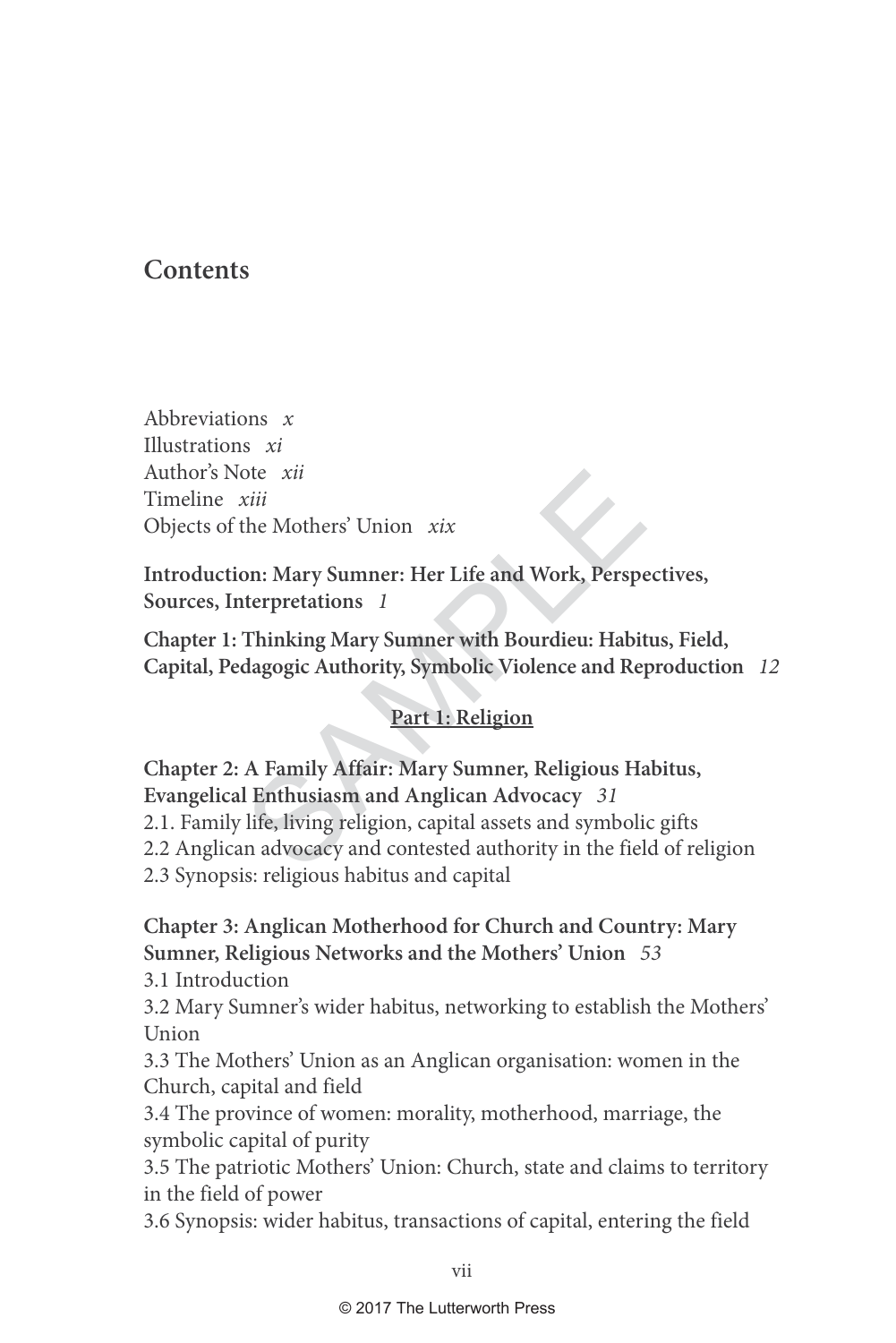# Contents

Abbreviations *x*
Illustrations *xi*
Author's Note *xii*
Timeline *xiii*
Objects of the Mothers' Union *xix*

**Introduction: Mary Sumner: Her Life and Work, Perspectives, Sources, Interpretations** *1*

**Chapter 1: Thinking Mary Sumner with Bourdieu: Habitus, Field, Capital, Pedagogic Authority, Symbolic Violence and Reproduction** *12*

**Part 1: Religion**

**Chapter 2: A Family Affair: Mary Sumner, Religious Habitus, Evangelical Enthusiasm and Anglican Advocacy** *31*
2.1. Family life, living religion, capital assets and symbolic gifts
2.2 Anglican advocacy and contested authority in the field of religion
2.3 Synopsis: religious habitus and capital

**Chapter 3: Anglican Motherhood for Church and Country: Mary Sumner, Religious Networks and the Mothers' Union** *53*
3.1 Introduction
3.2 Mary Sumner's wider habitus, networking to establish the Mothers' Union
3.3 The Mothers' Union as an Anglican organisation: women in the Church, capital and field
3.4 The province of women: morality, motherhood, marriage, the symbolic capital of purity
3.5 The patriotic Mothers' Union: Church, state and claims to territory in the field of power
3.6 Synopsis: wider habitus, transactions of capital, entering the field

© 2017 The Lutterworth Press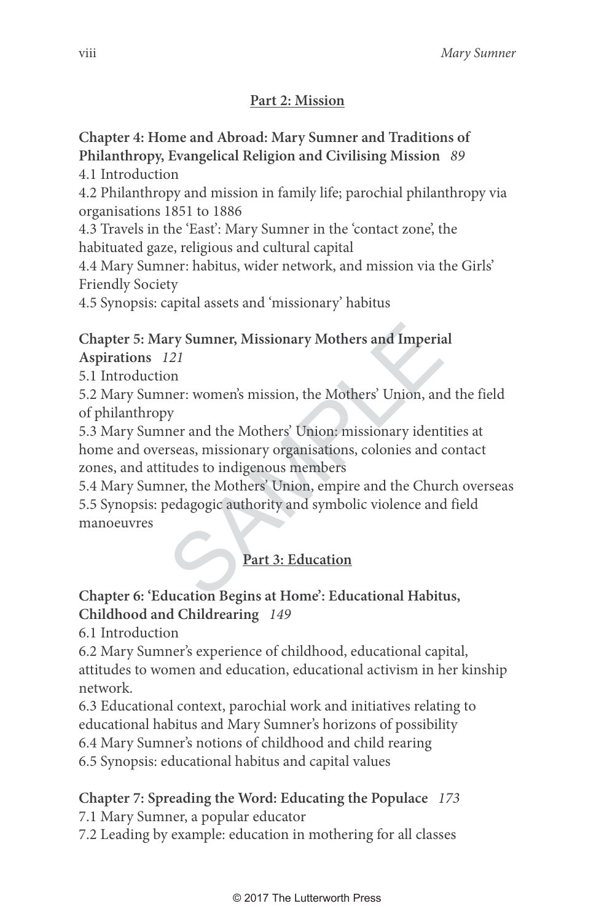## Part 2: Mission

**Chapter 4: Home and Abroad: Mary Sumner and Traditions of Philanthropy, Evangelical Religion and Civilising Mission** *89*

4.1 Introduction

4.2 Philanthropy and mission in family life; parochial philanthropy via organisations 1851 to 1886

4.3 Travels in the 'East': Mary Sumner in the 'contact zone', the habituated gaze, religious and cultural capital

4.4 Mary Sumner: habitus, wider network, and mission via the Girls' Friendly Society

4.5 Synopsis: capital assets and 'missionary' habitus

**Chapter 5: Mary Sumner, Missionary Mothers and Imperial Aspirations** *121*

5.1 Introduction

5.2 Mary Sumner: women's mission, the Mothers' Union, and the field of philanthropy

5.3 Mary Sumner and the Mothers' Union: missionary identities at home and overseas, missionary organisations, colonies and contact zones, and attitudes to indigenous members

5.4 Mary Sumner, the Mothers' Union, empire and the Church overseas

5.5 Synopsis: pedagogic authority and symbolic violence and field manoeuvres

## Part 3: Education

**Chapter 6: 'Education Begins at Home': Educational Habitus, Childhood and Childrearing** *149*

6.1 Introduction

6.2 Mary Sumner's experience of childhood, educational capital, attitudes to women and education, educational activism in her kinship network.

6.3 Educational context, parochial work and initiatives relating to educational habitus and Mary Sumner's horizons of possibility

6.4 Mary Sumner's notions of childhood and child rearing

6.5 Synopsis: educational habitus and capital values

**Chapter 7: Spreading the Word: Educating the Populace** *173*

7.1 Mary Sumner, a popular educator

7.2 Leading by example: education in mothering for all classes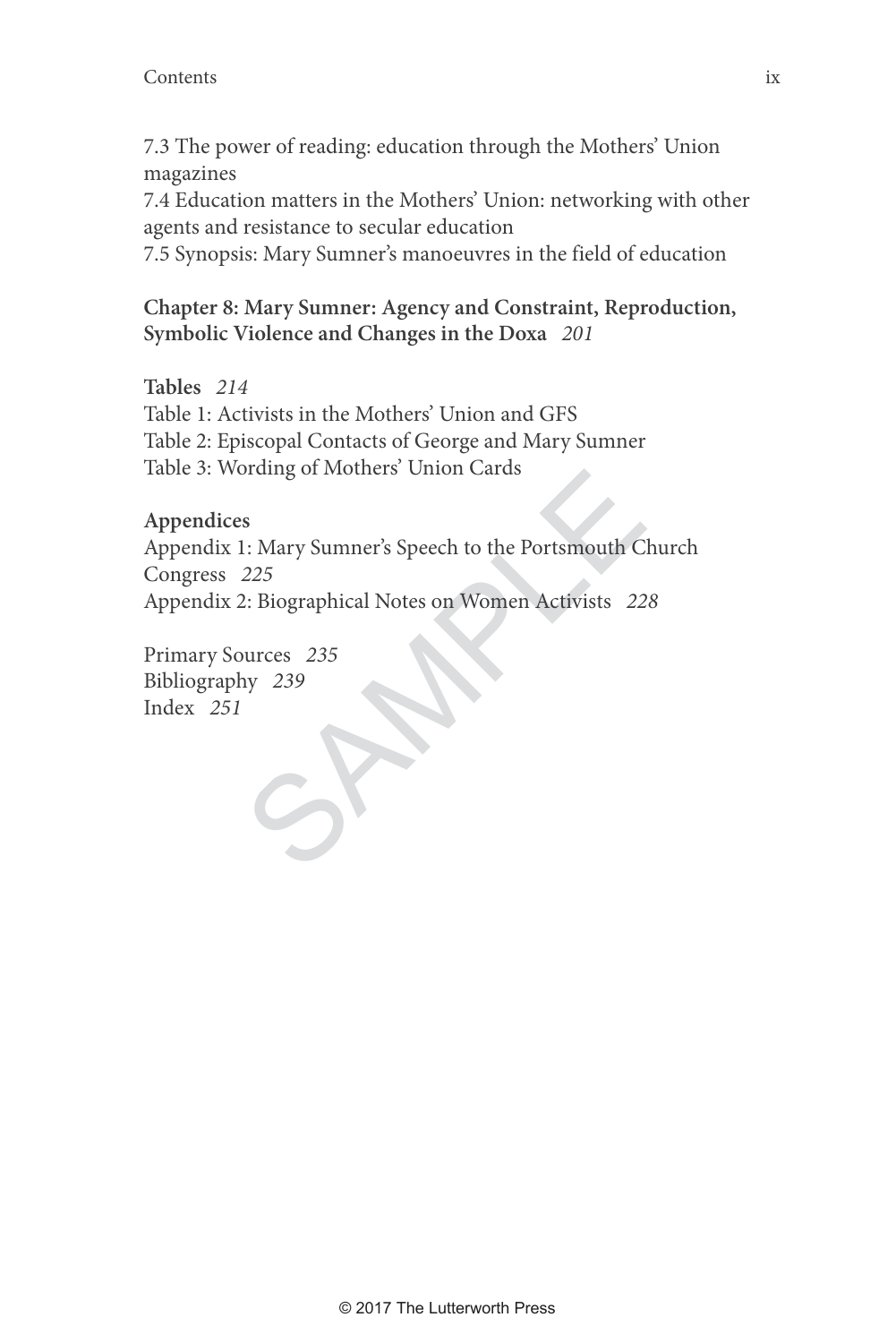7.3 The power of reading: education through the Mothers' Union magazines

7.4 Education matters in the Mothers' Union: networking with other agents and resistance to secular education

7.5 Synopsis: Mary Sumner's manoeuvres in the field of education

**Chapter 8: Mary Sumner: Agency and Constraint, Reproduction, Symbolic Violence and Changes in the Doxa** *201*

**Tables** *214*

Table 1: Activists in the Mothers' Union and GFS

Table 2: Episcopal Contacts of George and Mary Sumner

Table 3: Wording of Mothers' Union Cards

**Appendices**

Appendix 1: Mary Sumner's Speech to the Portsmouth Church Congress *225*

Appendix 2: Biographical Notes on Women Activists *228*

Primary Sources *235*

Bibliography *239*

Index *251*